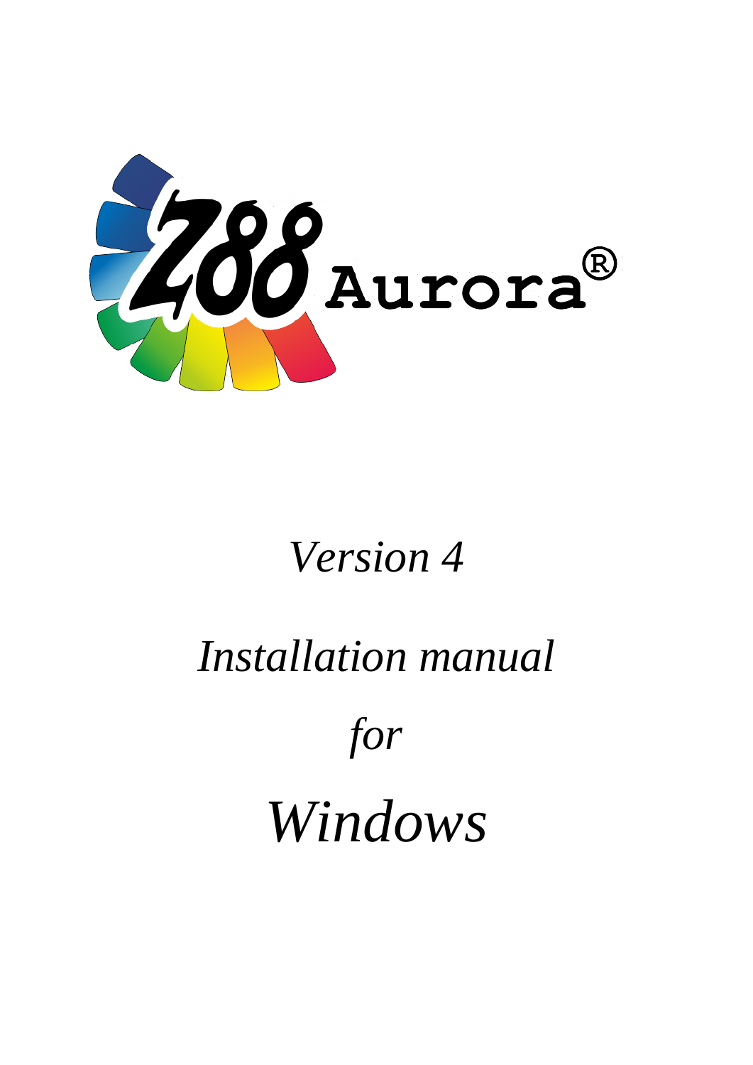# Z88 Aurora®

*Version 4*

*Installation manual*

*for*

*Windows*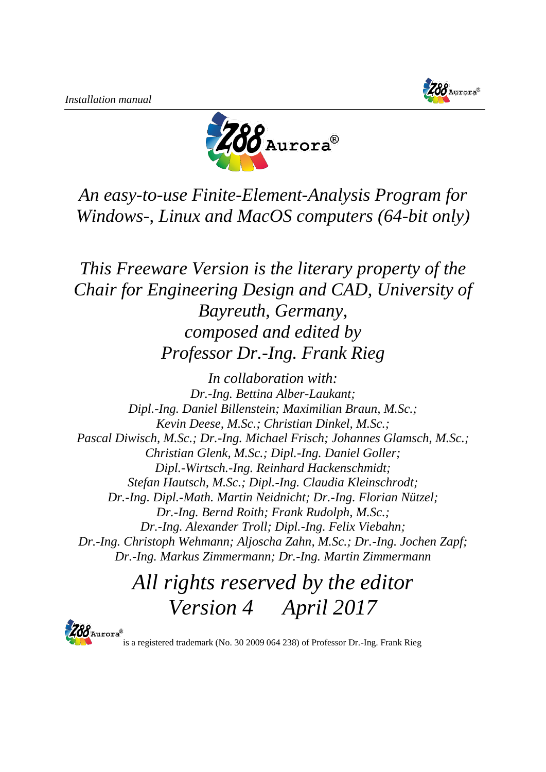*An easy-to-use Finite-Element-Analysis Program for Windows-, Linux and MacOS computers (64-bit only)*

*This Freeware Version is the literary property of the Chair for Engineering Design and CAD, University of Bayreuth, Germany,*
*composed and edited by*
*Professor Dr.-Ing. Frank Rieg*

*In collaboration with:*
*Dr.-Ing. Bettina Alber-Laukant;*
*Dipl.-Ing. Daniel Billenstein; Maximilian Braun, M.Sc.;*
*Kevin Deese, M.Sc.; Christian Dinkel, M.Sc.;*
*Pascal Diwisch, M.Sc.; Dr.-Ing. Michael Frisch; Johannes Glamsch, M.Sc.;*
*Christian Glenk, M.Sc.; Dipl.-Ing. Daniel Goller;*
*Dipl.-Wirtsch.-Ing. Reinhard Hackenschmidt;*
*Stefan Hautsch, M.Sc.; Dipl.-Ing. Claudia Kleinschrodt;*
*Dr.-Ing. Dipl.-Math. Martin Neidnicht; Dr.-Ing. Florian Nützel;*
*Dr.-Ing. Bernd Roith; Frank Rudolph, M.Sc.;*
*Dr.-Ing. Alexander Troll; Dipl.-Ing. Felix Viebahn;*
*Dr.-Ing. Christoph Wehmann; Aljoscha Zahn, M.Sc.; Dr.-Ing. Jochen Zapf;*
*Dr.-Ing. Markus Zimmermann; Dr.-Ing. Martin Zimmermann*

*All rights reserved by the editor*
*Version 4 April 2017*

Z88 Aurora® is a registered trademark (No. 30 2009 064 238) of Professor Dr.-Ing. Frank Rieg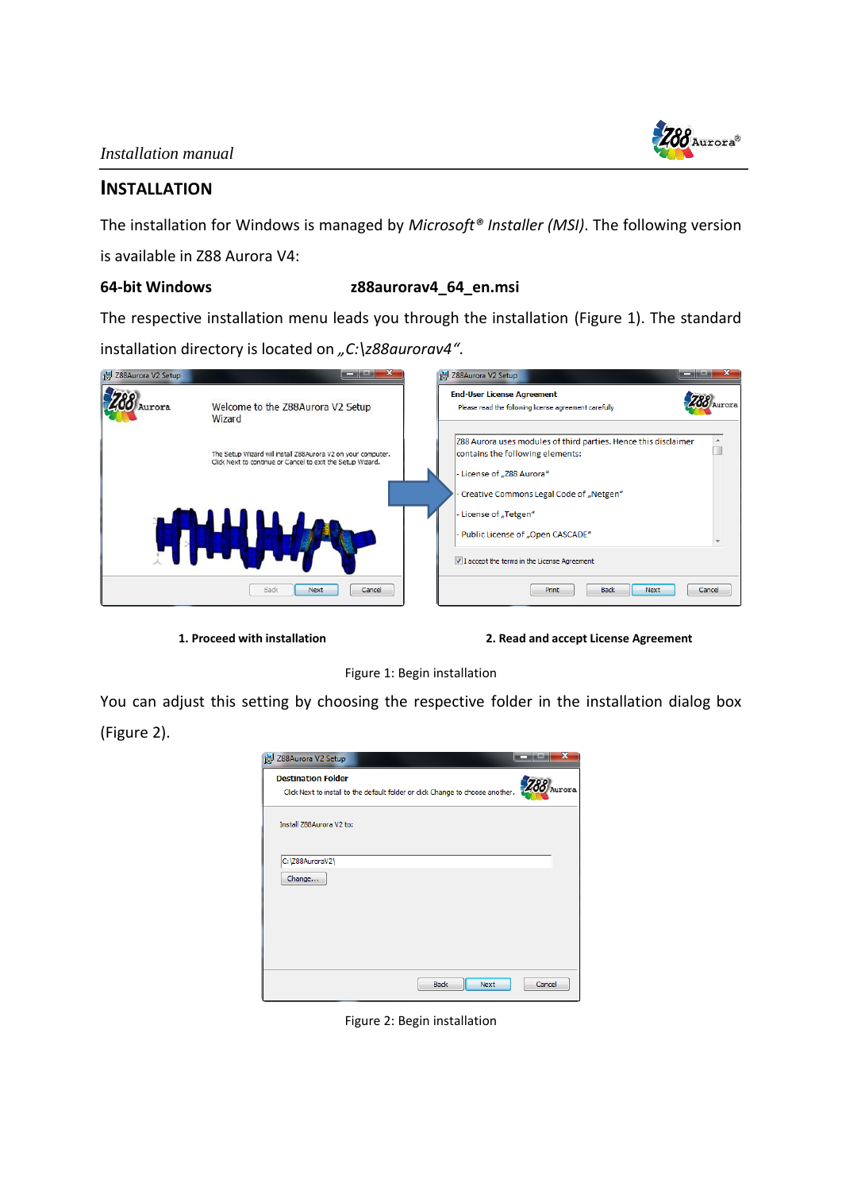## INSTALLATION

The installation for Windows is managed by *Microsoft® Installer (MSI)*. The following version is available in Z88 Aurora V4:

**64-bit Windows** **z88aurorav4_64_en.msi**

The respective installation menu leads you through the installation (Figure 1). The standard installation directory is located on *„C:\z88aurorav4“*.

**1. Proceed with installation** **2. Read and accept License Agreement**

Figure 1: Begin installation

You can adjust this setting by choosing the respective folder in the installation dialog box (Figure 2).

Figure 2: Begin installation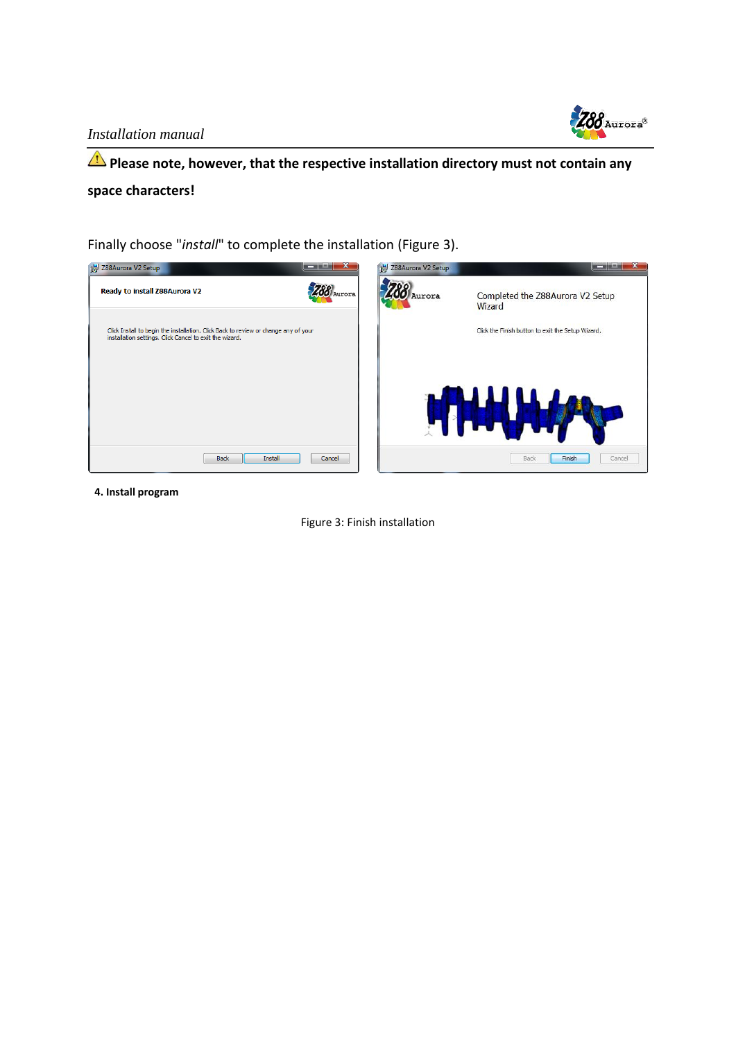⚠ **Please note, however, that the respective installation directory must not contain any space characters!**

Finally choose "*install*" to complete the installation (Figure 3).

**4. Install program**

Figure 3: Finish installation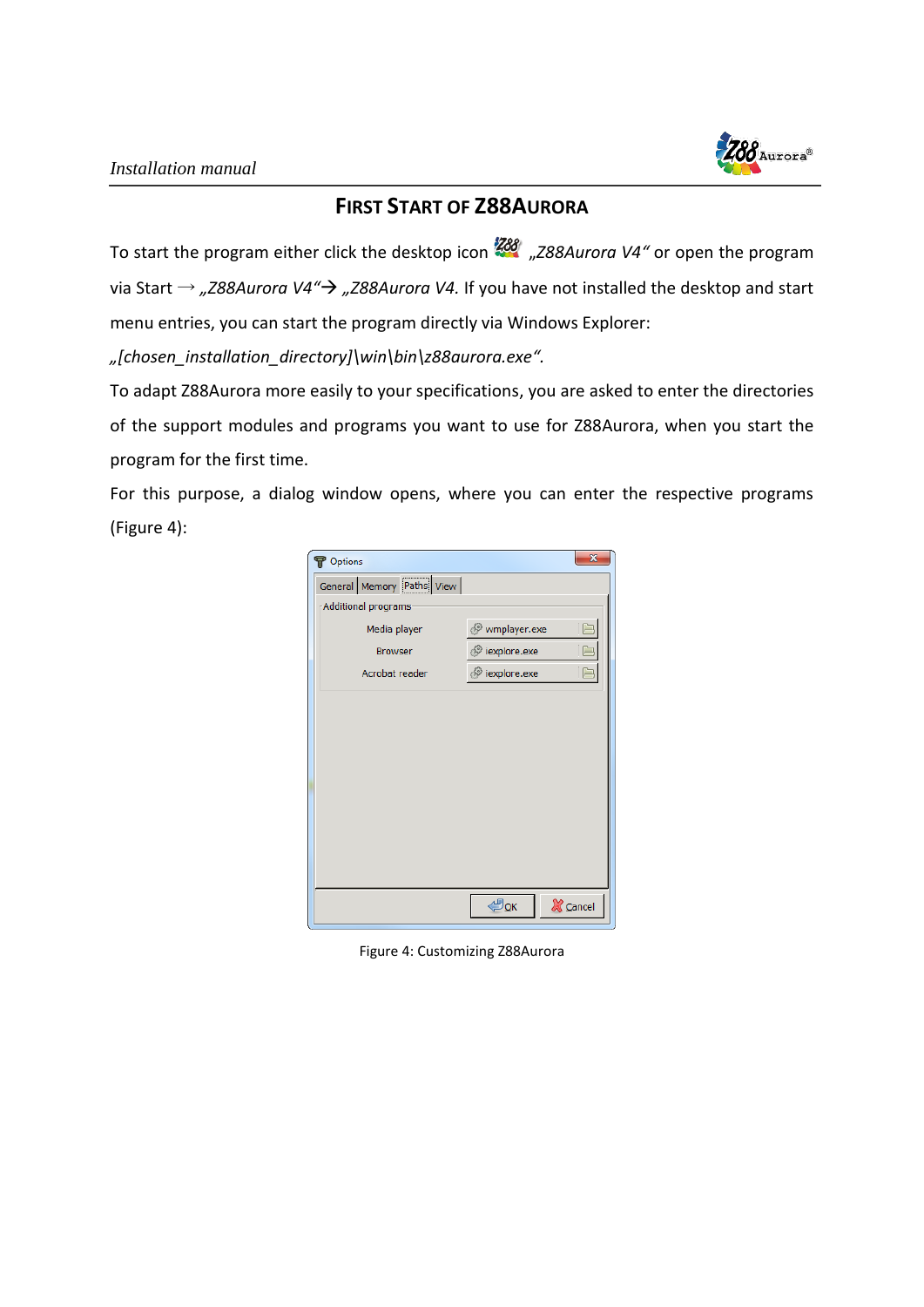# First Start of Z88Aurora

To start the program either click the desktop icon *„Z88Aurora V4"* or open the program via Start → *„Z88Aurora V4"*→ *„Z88Aurora V4.* If you have not installed the desktop and start menu entries, you can start the program directly via Windows Explorer:

*„[chosen_installation_directory]\win\bin\z88aurora.exe".*

To adapt Z88Aurora more easily to your specifications, you are asked to enter the directories of the support modules and programs you want to use for Z88Aurora, when you start the program for the first time.

For this purpose, a dialog window opens, where you can enter the respective programs (Figure 4):

Figure 4: Customizing Z88Aurora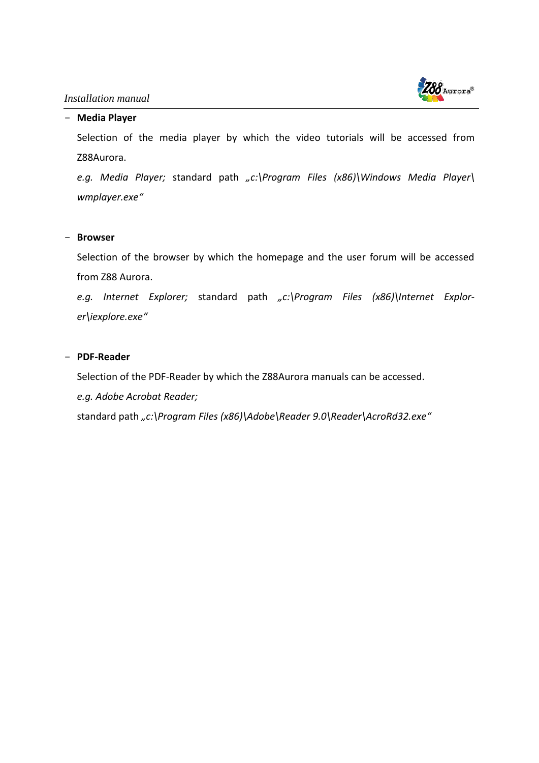- **Media Player**

  Selection of the media player by which the video tutorials will be accessed from Z88Aurora.

  *e.g. Media Player;* standard path *„c:\Program Files (x86)\Windows Media Player\wmplayer.exe"*

- **Browser**

  Selection of the browser by which the homepage and the user forum will be accessed from Z88 Aurora.

  *e.g. Internet Explorer;* standard path *„c:\Program Files (x86)\Internet Explorer\iexplore.exe"*

- **PDF-Reader**

  Selection of the PDF-Reader by which the Z88Aurora manuals can be accessed.

  *e.g. Adobe Acrobat Reader;*

  standard path *„c:\Program Files (x86)\Adobe\Reader 9.0\Reader\AcroRd32.exe"*